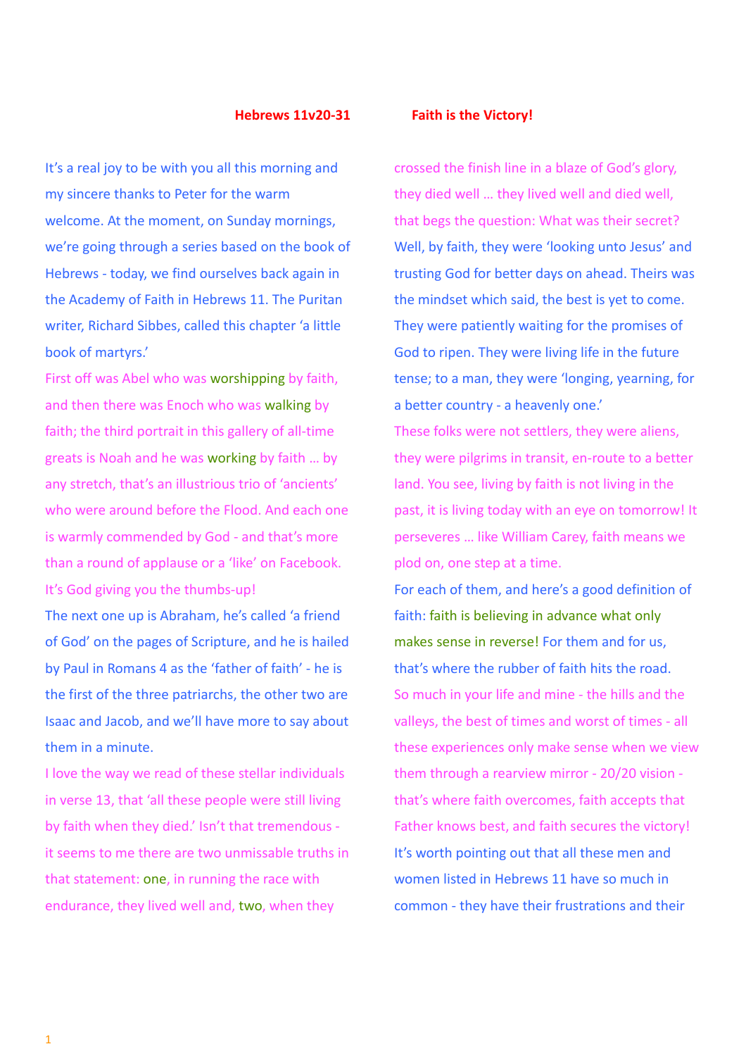**Hebrews 11v20-31 Faith is the Victory!**

It's a real joy to be with you all this morning and my sincere thanks to Peter for the warm welcome. At the moment, on Sunday mornings, we're going through a series based on the book of Hebrews - today, we find ourselves back again in the Academy of Faith in Hebrews 11. The Puritan writer, Richard Sibbes, called this chapter 'a little book of martyrs.'

First off was Abel who was worshipping by faith, and then there was Enoch who was walking by faith; the third portrait in this gallery of all-time greats is Noah and he was working by faith … by any stretch, that's an illustrious trio of 'ancients' who were around before the Flood. And each one is warmly commended by God - and that's more than a round of applause or a 'like' on Facebook. It's God giving you the thumbs-up!

The next one up is Abraham, he's called 'a friend of God' on the pages of Scripture, and he is hailed by Paul in Romans 4 as the 'father of faith' - he is the first of the three patriarchs, the other two are Isaac and Jacob, and we'll have more to say about them in a minute.

I love the way we read of these stellar individuals in verse 13, that 'all these people were still living by faith when they died.' Isn't that tremendous - it seems to me there are two unmissable truths in that statement: one, in running the race with endurance, they lived well and, two, when they crossed the finish line in a blaze of God's glory, they died well … they lived well and died well, that begs the question: What was their secret?

Well, by faith, they were 'looking unto Jesus' and trusting God for better days on ahead. Theirs was the mindset which said, the best is yet to come. They were patiently waiting for the promises of God to ripen. They were living life in the future tense; to a man, they were 'longing, yearning, for a better country - a heavenly one.'

These folks were not settlers, they were aliens, they were pilgrims in transit, en-route to a better land. You see, living by faith is not living in the past, it is living today with an eye on tomorrow! It perseveres … like William Carey, faith means we plod on, one step at a time.

For each of them, and here's a good definition of faith: faith is believing in advance what only makes sense in reverse! For them and for us, that's where the rubber of faith hits the road.

So much in your life and mine - the hills and the valleys, the best of times and worst of times - all these experiences only make sense when we view them through a rearview mirror - 20/20 vision - that's where faith overcomes, faith accepts that Father knows best, and faith secures the victory!

It's worth pointing out that all these men and women listed in Hebrews 11 have so much in common - they have their frustrations and their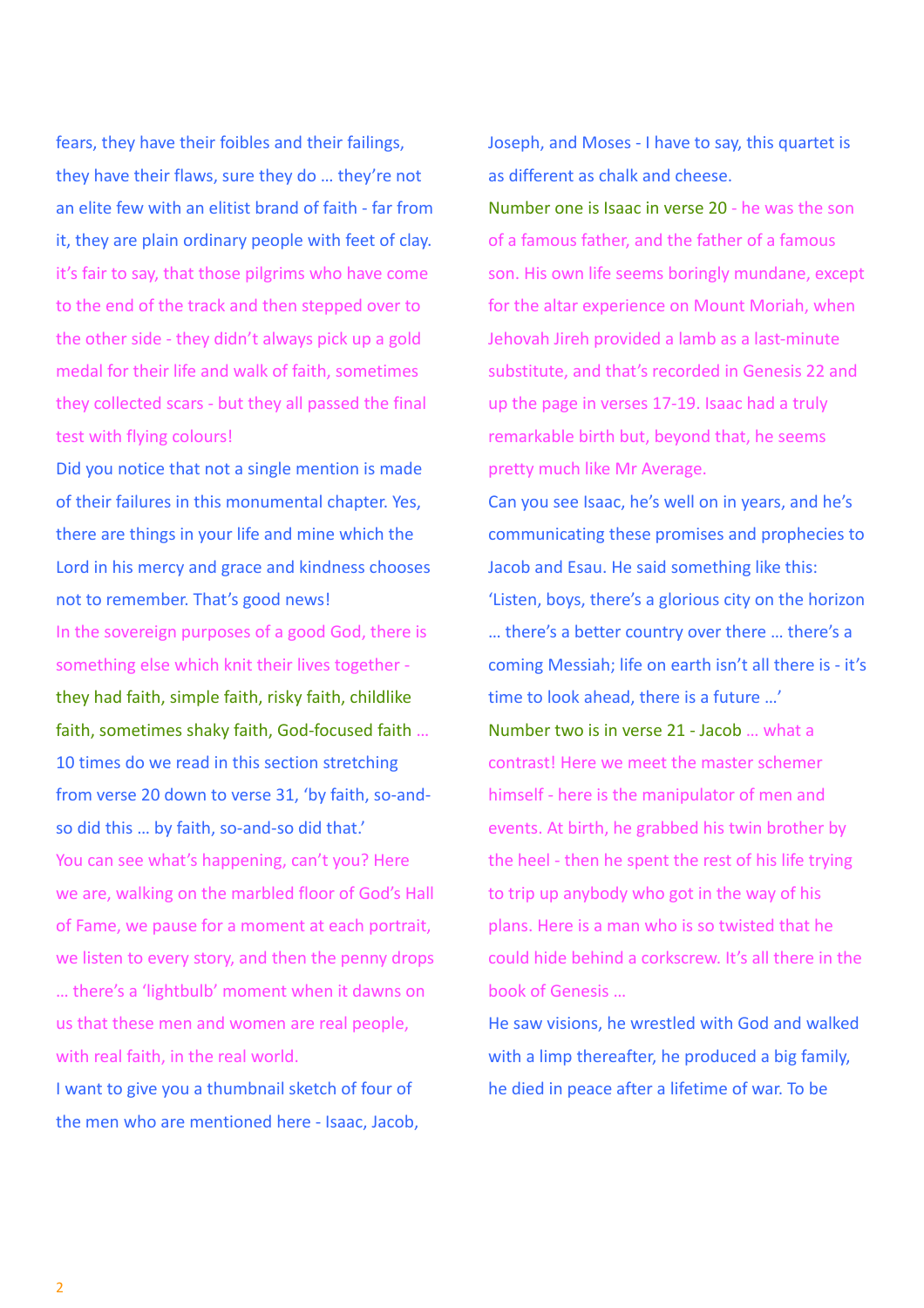fears, they have their foibles and their failings, they have their flaws, sure they do … they're not an elite few with an elitist brand of faith - far from it, they are plain ordinary people with feet of clay. it's fair to say, that those pilgrims who have come to the end of the track and then stepped over to the other side - they didn't always pick up a gold medal for their life and walk of faith, sometimes they collected scars - but they all passed the final test with flying colours!

Did you notice that not a single mention is made of their failures in this monumental chapter. Yes, there are things in your life and mine which the Lord in his mercy and grace and kindness chooses not to remember. That's good news!

In the sovereign purposes of a good God, there is something else which knit their lives together - they had faith, simple faith, risky faith, childlike faith, sometimes shaky faith, God-focused faith … 10 times do we read in this section stretching from verse 20 down to verse 31, 'by faith, so-and-so did this … by faith, so-and-so did that.'

You can see what's happening, can't you? Here we are, walking on the marbled floor of God's Hall of Fame, we pause for a moment at each portrait, we listen to every story, and then the penny drops … there's a 'lightbulb' moment when it dawns on us that these men and women are real people, with real faith, in the real world.

I want to give you a thumbnail sketch of four of the men who are mentioned here - Isaac, Jacob, Joseph, and Moses - I have to say, this quartet is as different as chalk and cheese.

Number one is Isaac in verse 20 - he was the son of a famous father, and the father of a famous son. His own life seems boringly mundane, except for the altar experience on Mount Moriah, when Jehovah Jireh provided a lamb as a last-minute substitute, and that's recorded in Genesis 22 and up the page in verses 17-19. Isaac had a truly remarkable birth but, beyond that, he seems pretty much like Mr Average.

Can you see Isaac, he's well on in years, and he's communicating these promises and prophecies to Jacob and Esau. He said something like this: 'Listen, boys, there's a glorious city on the horizon … there's a better country over there … there's a coming Messiah; life on earth isn't all there is - it's time to look ahead, there is a future …'

Number two is in verse 21 - Jacob … what a contrast! Here we meet the master schemer himself - here is the manipulator of men and events. At birth, he grabbed his twin brother by the heel - then he spent the rest of his life trying to trip up anybody who got in the way of his plans. Here is a man who is so twisted that he could hide behind a corkscrew. It's all there in the book of Genesis …

He saw visions, he wrestled with God and walked with a limp thereafter, he produced a big family, he died in peace after a lifetime of war. To be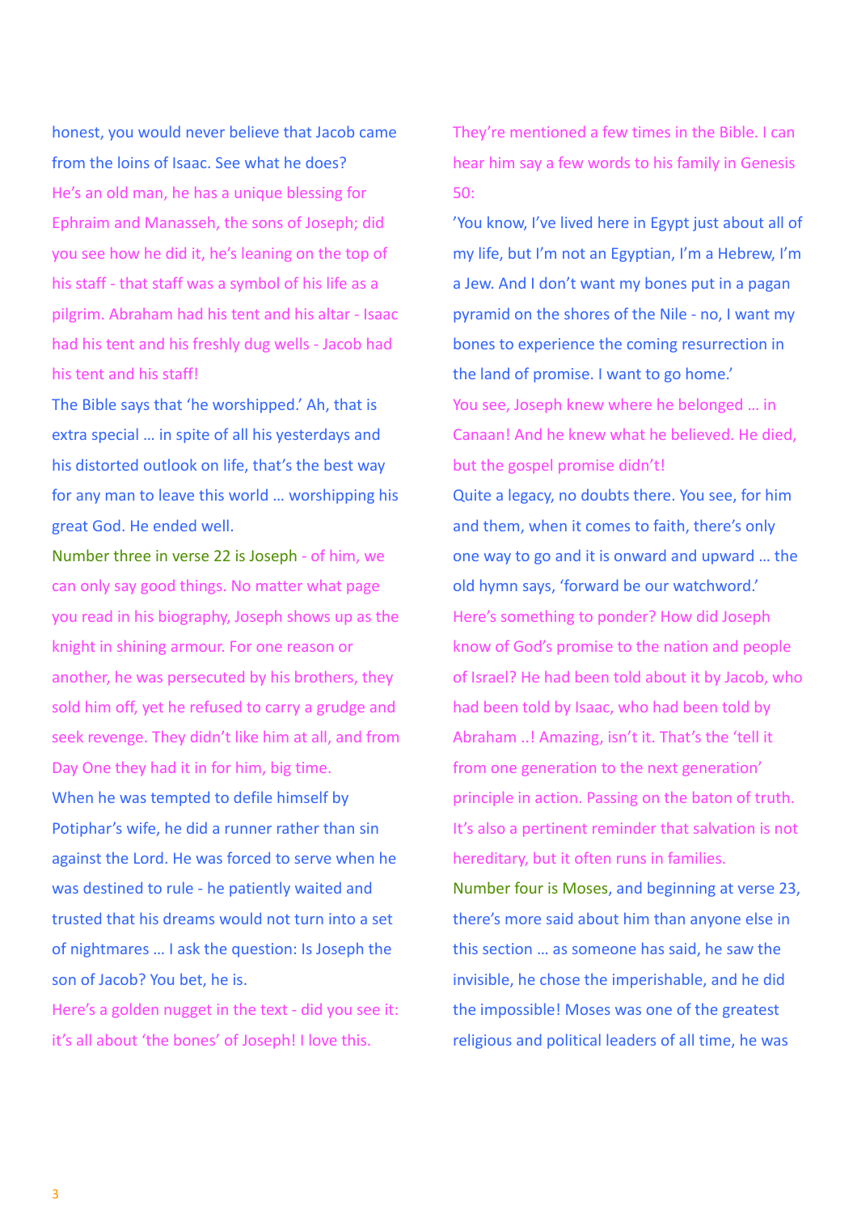honest, you would never believe that Jacob came from the loins of Isaac. See what he does? He's an old man, he has a unique blessing for Ephraim and Manasseh, the sons of Joseph; did you see how he did it, he's leaning on the top of his staff - that staff was a symbol of his life as a pilgrim. Abraham had his tent and his altar - Isaac had his tent and his freshly dug wells - Jacob had his tent and his staff!

The Bible says that 'he worshipped.' Ah, that is extra special … in spite of all his yesterdays and his distorted outlook on life, that's the best way for any man to leave this world … worshipping his great God. He ended well.

Number three in verse 22 is Joseph - of him, we can only say good things. No matter what page you read in his biography, Joseph shows up as the knight in shining armour. For one reason or another, he was persecuted by his brothers, they sold him off, yet he refused to carry a grudge and seek revenge. They didn't like him at all, and from Day One they had it in for him, big time.

When he was tempted to defile himself by Potiphar's wife, he did a runner rather than sin against the Lord. He was forced to serve when he was destined to rule - he patiently waited and trusted that his dreams would not turn into a set of nightmares … I ask the question: Is Joseph the son of Jacob? You bet, he is.

Here's a golden nugget in the text - did you see it: it's all about 'the bones' of Joseph! I love this. They're mentioned a few times in the Bible. I can hear him say a few words to his family in Genesis 50:

'You know, I've lived here in Egypt just about all of my life, but I'm not an Egyptian, I'm a Hebrew, I'm a Jew. And I don't want my bones put in a pagan pyramid on the shores of the Nile - no, I want my bones to experience the coming resurrection in the land of promise. I want to go home.'

You see, Joseph knew where he belonged … in Canaan! And he knew what he believed. He died, but the gospel promise didn't!

Quite a legacy, no doubts there. You see, for him and them, when it comes to faith, there's only one way to go and it is onward and upward … the old hymn says, 'forward be our watchword.'

Here's something to ponder? How did Joseph know of God's promise to the nation and people of Israel? He had been told about it by Jacob, who had been told by Isaac, who had been told by Abraham ..! Amazing, isn't it. That's the 'tell it from one generation to the next generation' principle in action. Passing on the baton of truth. It's also a pertinent reminder that salvation is not hereditary, but it often runs in families.

Number four is Moses, and beginning at verse 23, there's more said about him than anyone else in this section … as someone has said, he saw the invisible, he chose the imperishable, and he did the impossible! Moses was one of the greatest religious and political leaders of all time, he was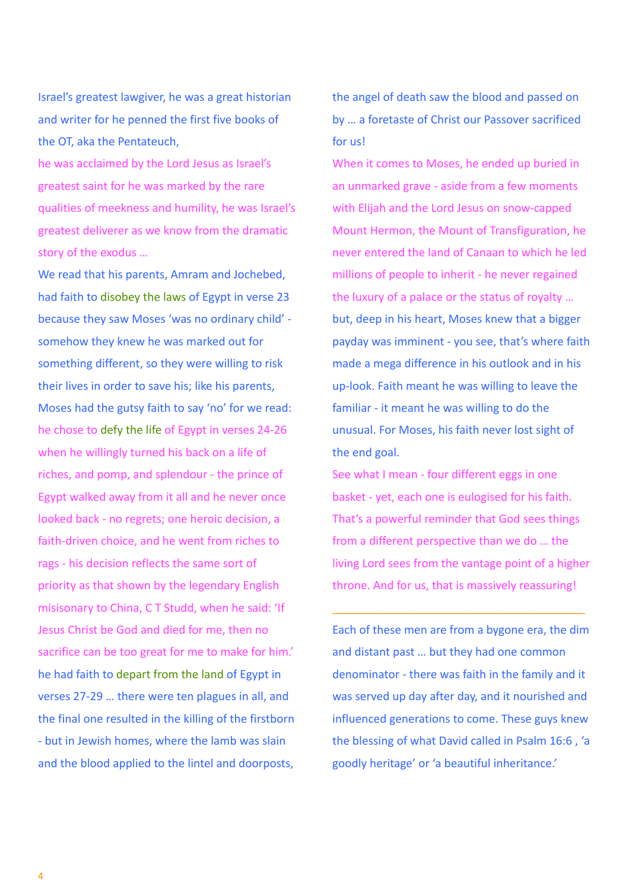Israel's greatest lawgiver, he was a great historian and writer for he penned the first five books of the OT, aka the Pentateuch,

he was acclaimed by the Lord Jesus as Israel's greatest saint for he was marked by the rare qualities of meekness and humility, he was Israel's greatest deliverer as we know from the dramatic story of the exodus …

We read that his parents, Amram and Jochebed, had faith to disobey the laws of Egypt in verse 23 because they saw Moses 'was no ordinary child' - somehow they knew he was marked out for something different, so they were willing to risk their lives in order to save his; like his parents, Moses had the gutsy faith to say 'no' for we read:

he chose to defy the life of Egypt in verses 24-26 when he willingly turned his back on a life of riches, and pomp, and splendour - the prince of Egypt walked away from it all and he never once looked back - no regrets; one heroic decision, a faith-driven choice, and he went from riches to rags - his decision reflects the same sort of priority as that shown by the legendary English misisonary to China, C T Studd, when he said: 'If Jesus Christ be God and died for me, then no sacrifice can be too great for me to make for him.'

he had faith to depart from the land of Egypt in verses 27-29 … there were ten plagues in all, and the final one resulted in the killing of the firstborn - but in Jewish homes, where the lamb was slain and the blood applied to the lintel and doorposts, the angel of death saw the blood and passed on by … a foretaste of Christ our Passover sacrificed for us!

When it comes to Moses, he ended up buried in an unmarked grave - aside from a few moments with Elijah and the Lord Jesus on snow-capped Mount Hermon, the Mount of Transfiguration, he never entered the land of Canaan to which he led millions of people to inherit - he never regained the luxury of a palace or the status of royalty … but, deep in his heart, Moses knew that a bigger payday was imminent - you see, that's where faith made a mega difference in his outlook and in his up-look. Faith meant he was willing to leave the familiar - it meant he was willing to do the unusual. For Moses, his faith never lost sight of the end goal.

See what I mean - four different eggs in one basket - yet, each one is eulogised for his faith. That's a powerful reminder that God sees things from a different perspective than we do … the living Lord sees from the vantage point of a higher throne. And for us, that is massively reassuring!

---

Each of these men are from a bygone era, the dim and distant past … but they had one common denominator - there was faith in the family and it was served up day after day, and it nourished and influenced generations to come. These guys knew the blessing of what David called in Psalm 16:6 , 'a goodly heritage' or 'a beautiful inheritance.'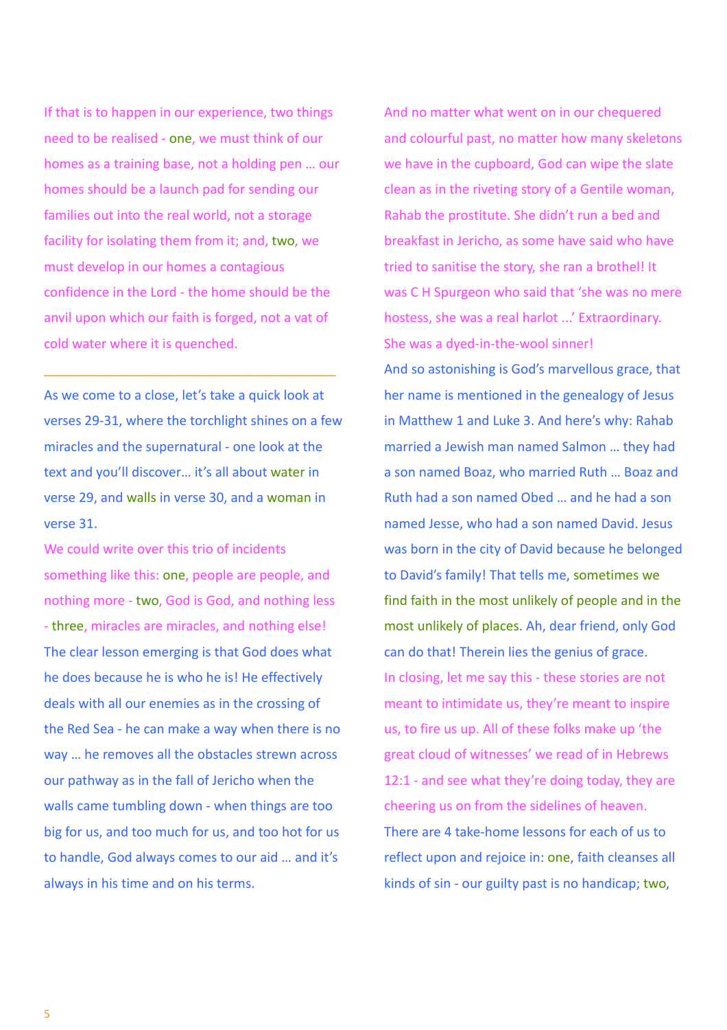If that is to happen in our experience, two things need to be realised - one, we must think of our homes as a training base, not a holding pen … our homes should be a launch pad for sending our families out into the real world, not a storage facility for isolating them from it; and, two, we must develop in our homes a contagious confidence in the Lord - the home should be the anvil upon which our faith is forged, not a vat of cold water where it is quenched.

---

As we come to a close, let's take a quick look at verses 29-31, where the torchlight shines on a few miracles and the supernatural - one look at the text and you'll discover… it's all about water in verse 29, and walls in verse 30, and a woman in verse 31.

We could write over this trio of incidents something like this: one, people are people, and nothing more - two, God is God, and nothing less - three, miracles are miracles, and nothing else!

The clear lesson emerging is that God does what he does because he is who he is! He effectively deals with all our enemies as in the crossing of the Red Sea - he can make a way when there is no way … he removes all the obstacles strewn across our pathway as in the fall of Jericho when the walls came tumbling down - when things are too big for us, and too much for us, and too hot for us to handle, God always comes to our aid … and it's always in his time and on his terms.

And no matter what went on in our chequered and colourful past, no matter how many skeletons we have in the cupboard, God can wipe the slate clean as in the riveting story of a Gentile woman, Rahab the prostitute. She didn't run a bed and breakfast in Jericho, as some have said who have tried to sanitise the story, she ran a brothel! It was C H Spurgeon who said that 'she was no mere hostess, she was a real harlot ...' Extraordinary. She was a dyed-in-the-wool sinner!

And so astonishing is God's marvellous grace, that her name is mentioned in the genealogy of Jesus in Matthew 1 and Luke 3. And here's why: Rahab married a Jewish man named Salmon … they had a son named Boaz, who married Ruth … Boaz and Ruth had a son named Obed … and he had a son named Jesse, who had a son named David. Jesus was born in the city of David because he belonged to David's family! That tells me, sometimes we find faith in the most unlikely of people and in the most unlikely of places. Ah, dear friend, only God can do that! Therein lies the genius of grace.

In closing, let me say this - these stories are not meant to intimidate us, they're meant to inspire us, to fire us up. All of these folks make up 'the great cloud of witnesses' we read of in Hebrews 12:1 - and see what they're doing today, they are cheering us on from the sidelines of heaven.

There are 4 take-home lessons for each of us to reflect upon and rejoice in: one, faith cleanses all kinds of sin - our guilty past is no handicap; two,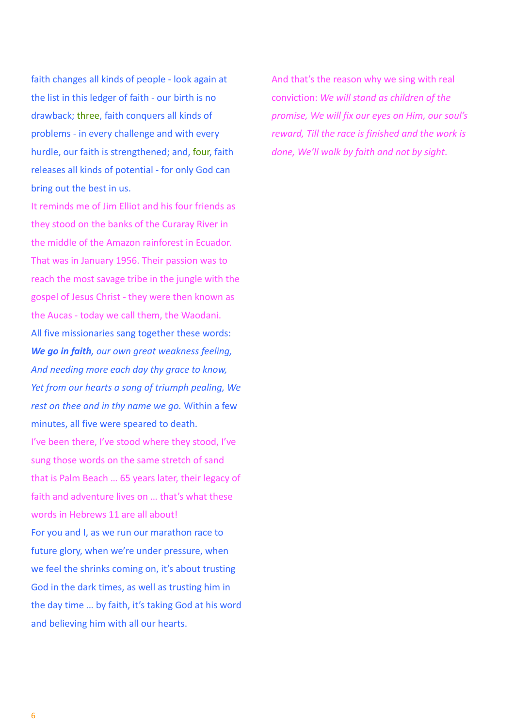faith changes all kinds of people - look again at the list in this ledger of faith - our birth is no drawback; three, faith conquers all kinds of problems - in every challenge and with every hurdle, our faith is strengthened; and, four, faith releases all kinds of potential - for only God can bring out the best in us.

It reminds me of Jim Elliot and his four friends as they stood on the banks of the Curaray River in the middle of the Amazon rainforest in Ecuador. That was in January 1956. Their passion was to reach the most savage tribe in the jungle with the gospel of Jesus Christ - they were then known as the Aucas - today we call them, the Waodani.

All five missionaries sang together these words: ***We go in faith**, our own great weakness feeling, And needing more each day thy grace to know, Yet from our hearts a song of triumph pealing, We rest on thee and in thy name we go.* Within a few minutes, all five were speared to death.

I've been there, I've stood where they stood, I've sung those words on the same stretch of sand that is Palm Beach … 65 years later, their legacy of faith and adventure lives on … that's what these words in Hebrews 11 are all about!

For you and I, as we run our marathon race to future glory, when we're under pressure, when we feel the shrinks coming on, it's about trusting God in the dark times, as well as trusting him in the day time … by faith, it's taking God at his word and believing him with all our hearts.

And that's the reason why we sing with real conviction: *We will stand as children of the promise, We will fix our eyes on Him, our soul's reward, Till the race is finished and the work is done, We'll walk by faith and not by sight.*